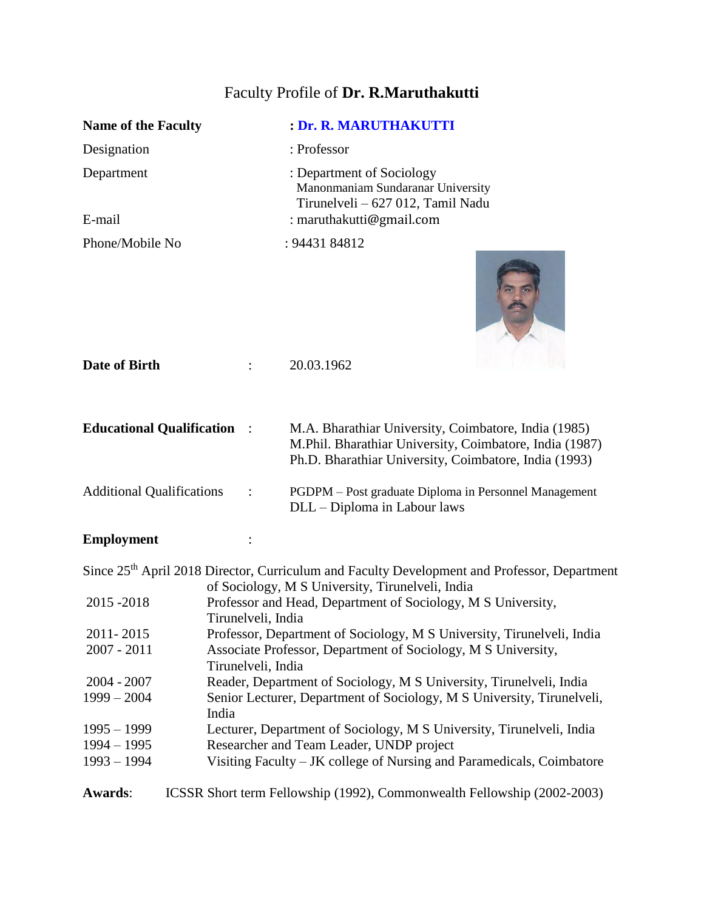# Faculty Profile of **Dr. R.Maruthakutti**

| | |
|---|---|
| **Name of the Faculty** | : **Dr. R. MARUTHAKUTTI** |
| Designation | : Professor |
| Department | : Department of Sociology<br>Manonmaniam Sundaranar University<br>Tirunelveli – 627 012, Tamil Nadu |
| E-mail | : maruthakutti@gmail.com |
| Phone/Mobile No | : 94431 84812 |

**Date of Birth** : 20.03.1962

**Educational Qualification** :
M.A. Bharathiar University, Coimbatore, India (1985)
M.Phil. Bharathiar University, Coimbatore, India (1987)
Ph.D. Bharathiar University, Coimbatore, India (1993)

Additional Qualifications :
PGDPM – Post graduate Diploma in Personnel Management
DLL – Diploma in Labour laws

**Employment** :

| | |
|---|---|
| Since 25th April 2018 | Director, Curriculum and Faculty Development and Professor, Department of Sociology, M S University, Tirunelveli, India |
| 2015 -2018 | Professor and Head, Department of Sociology, M S University, Tirunelveli, India |
| 2011- 2015 | Professor, Department of Sociology, M S University, Tirunelveli, India |
| 2007 - 2011 | Associate Professor, Department of Sociology, M S University, Tirunelveli, India |
| 2004 - 2007 | Reader, Department of Sociology, M S University, Tirunelveli, India |
| 1999 – 2004 | Senior Lecturer, Department of Sociology, M S University, Tirunelveli, India |
| 1995 – 1999 | Lecturer, Department of Sociology, M S University, Tirunelveli, India |
| 1994 – 1995 | Researcher and Team Leader, UNDP project |
| 1993 – 1994 | Visiting Faculty – JK college of Nursing and Paramedicals, Coimbatore |

**Awards**: ICSSR Short term Fellowship (1992), Commonwealth Fellowship (2002-2003)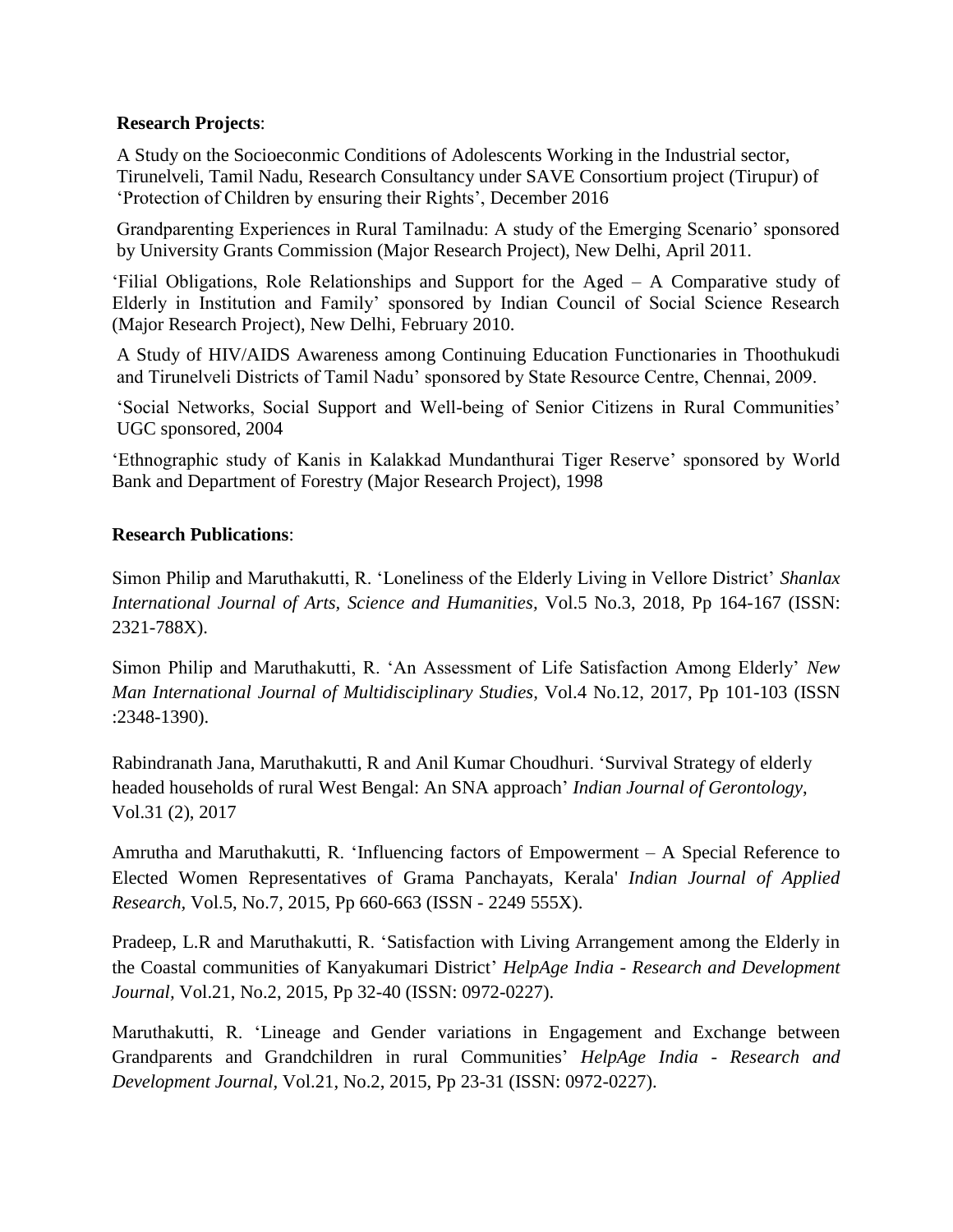**Research Projects**:

A Study on the Socioeconmic Conditions of Adolescents Working in the Industrial sector, Tirunelveli, Tamil Nadu, Research Consultancy under SAVE Consortium project (Tirupur) of 'Protection of Children by ensuring their Rights', December 2016

Grandparenting Experiences in Rural Tamilnadu: A study of the Emerging Scenario' sponsored by University Grants Commission (Major Research Project), New Delhi, April 2011.

'Filial Obligations, Role Relationships and Support for the Aged – A Comparative study of Elderly in Institution and Family' sponsored by Indian Council of Social Science Research (Major Research Project), New Delhi, February 2010.

A Study of HIV/AIDS Awareness among Continuing Education Functionaries in Thoothukudi and Tirunelveli Districts of Tamil Nadu' sponsored by State Resource Centre, Chennai, 2009.

'Social Networks, Social Support and Well-being of Senior Citizens in Rural Communities' UGC sponsored, 2004

'Ethnographic study of Kanis in Kalakkad Mundanthurai Tiger Reserve' sponsored by World Bank and Department of Forestry (Major Research Project), 1998

**Research Publications**:

Simon Philip and Maruthakutti, R. 'Loneliness of the Elderly Living in Vellore District' *Shanlax International Journal of Arts, Science and Humanities,* Vol.5 No.3, 2018, Pp 164-167 (ISSN: 2321-788X).

Simon Philip and Maruthakutti, R. 'An Assessment of Life Satisfaction Among Elderly' *New Man International Journal of Multidisciplinary Studies,* Vol.4 No.12, 2017, Pp 101-103 (ISSN :2348-1390).

Rabindranath Jana, Maruthakutti, R and Anil Kumar Choudhuri. 'Survival Strategy of elderly headed households of rural West Bengal: An SNA approach' *Indian Journal of Gerontology*, Vol.31 (2), 2017

Amrutha and Maruthakutti, R. 'Influencing factors of Empowerment – A Special Reference to Elected Women Representatives of Grama Panchayats, Kerala' *Indian Journal of Applied Research*, Vol.5, No.7, 2015, Pp 660-663 (ISSN - 2249 555X).

Pradeep, L.R and Maruthakutti, R. 'Satisfaction with Living Arrangement among the Elderly in the Coastal communities of Kanyakumari District' *HelpAge India - Research and Development Journal,* Vol.21, No.2, 2015, Pp 32-40 (ISSN: 0972-0227).

Maruthakutti, R. 'Lineage and Gender variations in Engagement and Exchange between Grandparents and Grandchildren in rural Communities' *HelpAge India - Research and Development Journal,* Vol.21, No.2, 2015, Pp 23-31 (ISSN: 0972-0227).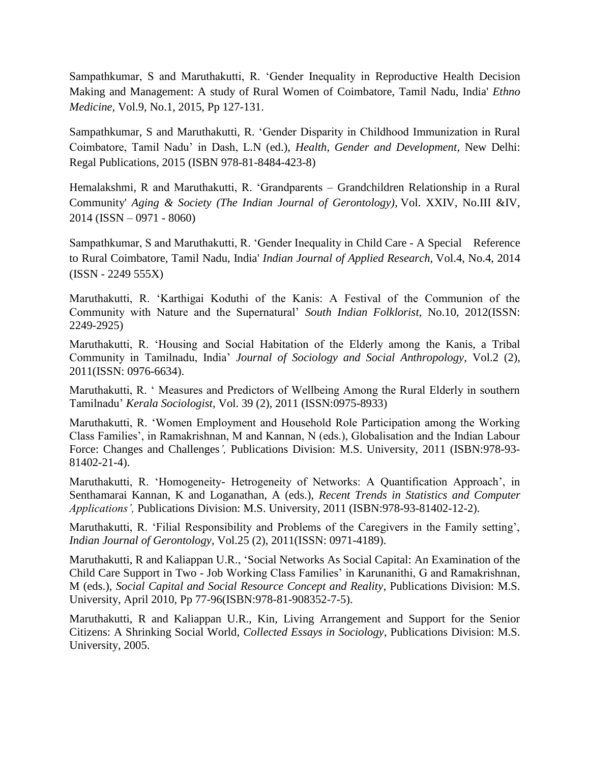Sampathkumar, S and Maruthakutti, R. 'Gender Inequality in Reproductive Health Decision Making and Management: A study of Rural Women of Coimbatore, Tamil Nadu, India' *Ethno Medicine,* Vol.9, No.1, 2015, Pp 127-131.

Sampathkumar, S and Maruthakutti, R. 'Gender Disparity in Childhood Immunization in Rural Coimbatore, Tamil Nadu' in Dash, L.N (ed.), *Health, Gender and Development,* New Delhi: Regal Publications, 2015 (ISBN 978-81-8484-423-8)

Hemalakshmi, R and Maruthakutti, R. 'Grandparents – Grandchildren Relationship in a Rural Community' *Aging & Society (The Indian Journal of Gerontology),* Vol. XXIV, No.III &IV, 2014 (ISSN – 0971 - 8060)

Sampathkumar, S and Maruthakutti, R. 'Gender Inequality in Child Care - A Special Reference to Rural Coimbatore, Tamil Nadu, India' *Indian Journal of Applied Research,* Vol.4, No.4, 2014 (ISSN - 2249 555X)

Maruthakutti, R. 'Karthigai Koduthi of the Kanis: A Festival of the Communion of the Community with Nature and the Supernatural' *South Indian Folklorist,* No.10, 2012(ISSN: 2249-2925)

Maruthakutti, R. 'Housing and Social Habitation of the Elderly among the Kanis, a Tribal Community in Tamilnadu, India' *Journal of Sociology and Social Anthropology*, Vol.2 (2), 2011(ISSN: 0976-6634).

Maruthakutti, R. ' Measures and Predictors of Wellbeing Among the Rural Elderly in southern Tamilnadu' *Kerala Sociologist*, Vol. 39 (2), 2011 (ISSN:0975-8933)

Maruthakutti, R. 'Women Employment and Household Role Participation among the Working Class Families', in Ramakrishnan, M and Kannan, N (eds.), Globalisation and the Indian Labour Force: Changes and Challenges*',* Publications Division: M.S. University, 2011 (ISBN:978-93-81402-21-4).

Maruthakutti, R. 'Homogeneity- Hetrogeneity of Networks: A Quantification Approach', in Senthamarai Kannan, K and Loganathan, A (eds.), *Recent Trends in Statistics and Computer Applications',* Publications Division: M.S. University, 2011 (ISBN:978-93-81402-12-2).

Maruthakutti, R. 'Filial Responsibility and Problems of the Caregivers in the Family setting', *Indian Journal of Gerontology*, Vol.25 (2), 2011(ISSN: 0971-4189).

Maruthakutti, R and Kaliappan U.R., 'Social Networks As Social Capital: An Examination of the Child Care Support in Two - Job Working Class Families' in Karunanithi, G and Ramakrishnan, M (eds.), *Social Capital and Social Resource Concept and Reality*, Publications Division: M.S. University, April 2010, Pp 77-96(ISBN:978-81-908352-7-5).

Maruthakutti, R and Kaliappan U.R., Kin, Living Arrangement and Support for the Senior Citizens: A Shrinking Social World, *Collected Essays in Sociology,* Publications Division: M.S. University, 2005.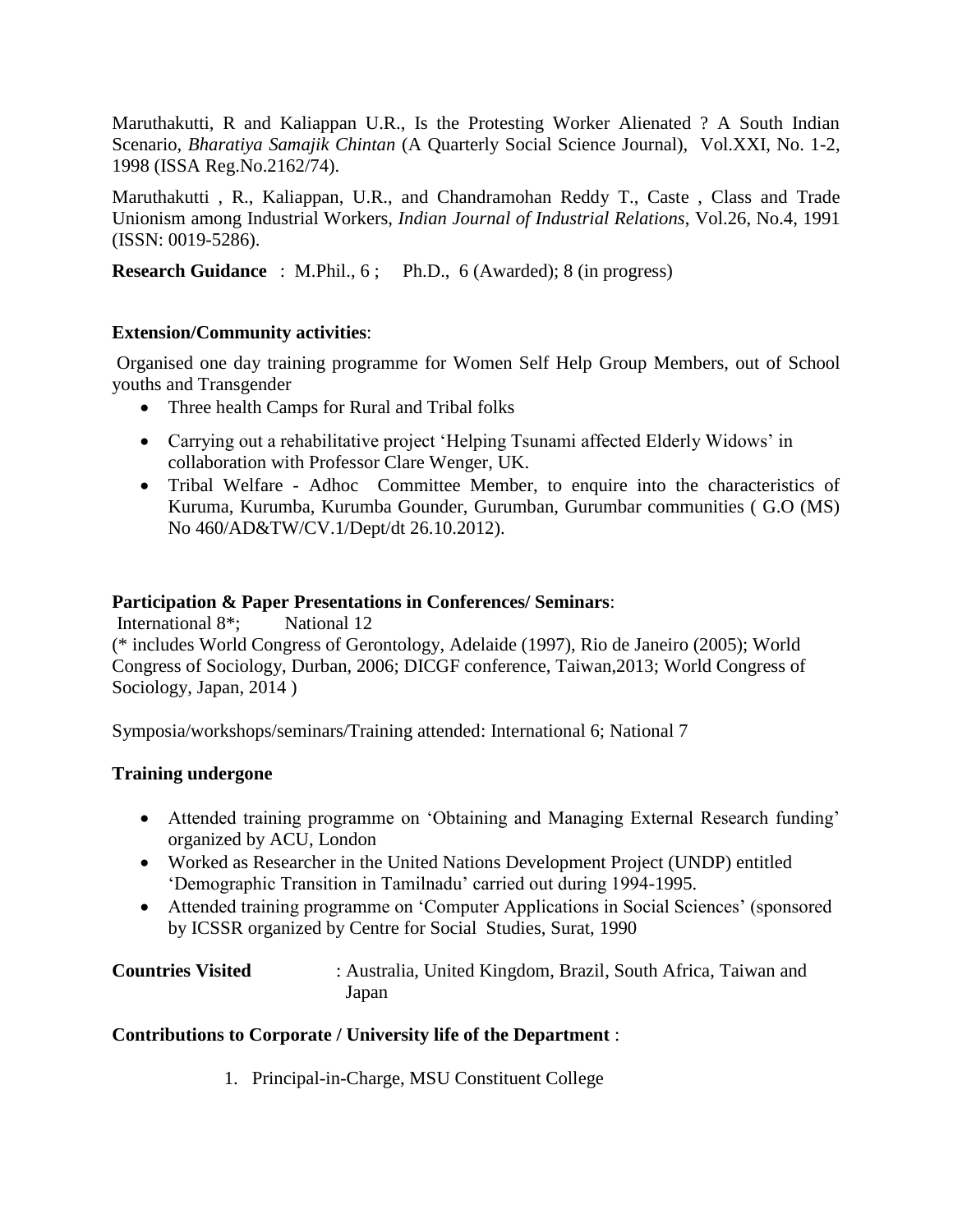Maruthakutti, R and Kaliappan U.R., Is the Protesting Worker Alienated ? A South Indian Scenario, *Bharatiya Samajik Chintan* (A Quarterly Social Science Journal), Vol.XXI, No. 1-2, 1998 (ISSA Reg.No.2162/74).

Maruthakutti , R., Kaliappan, U.R., and Chandramohan Reddy T., Caste , Class and Trade Unionism among Industrial Workers, *Indian Journal of Industrial Relations*, Vol.26, No.4, 1991 (ISSN: 0019-5286).

**Research Guidance** : M.Phil., 6 ; Ph.D., 6 (Awarded); 8 (in progress)

**Extension/Community activities**:

Organised one day training programme for Women Self Help Group Members, out of School youths and Transgender

- Three health Camps for Rural and Tribal folks
- Carrying out a rehabilitative project 'Helping Tsunami affected Elderly Widows' in collaboration with Professor Clare Wenger, UK.
- Tribal Welfare - Adhoc Committee Member, to enquire into the characteristics of Kuruma, Kurumba, Kurumba Gounder, Gurumban, Gurumbar communities ( G.O (MS) No 460/AD&TW/CV.1/Dept/dt 26.10.2012).

**Participation & Paper Presentations in Conferences/ Seminars**:

International 8*; National 12

(* includes World Congress of Gerontology, Adelaide (1997), Rio de Janeiro (2005); World Congress of Sociology, Durban, 2006; DICGF conference, Taiwan,2013; World Congress of Sociology, Japan, 2014 )

Symposia/workshops/seminars/Training attended: International 6; National 7

**Training undergone**

- Attended training programme on 'Obtaining and Managing External Research funding' organized by ACU, London
- Worked as Researcher in the United Nations Development Project (UNDP) entitled 'Demographic Transition in Tamilnadu' carried out during 1994-1995.
- Attended training programme on 'Computer Applications in Social Sciences' (sponsored by ICSSR organized by Centre for Social Studies, Surat, 1990

**Countries Visited** : Australia, United Kingdom, Brazil, South Africa, Taiwan and Japan

**Contributions to Corporate / University life of the Department** :

1. Principal-in-Charge, MSU Constituent College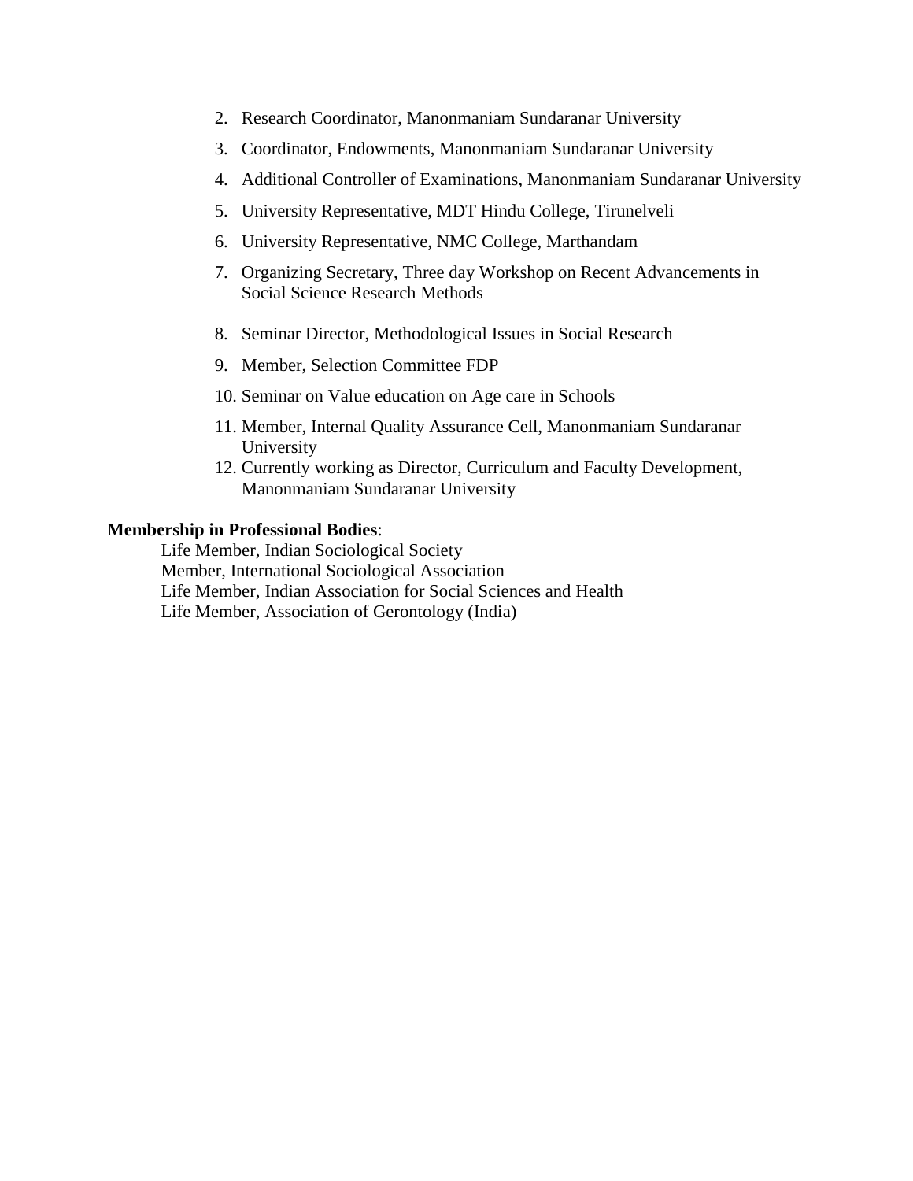2. Research Coordinator, Manonmaniam Sundaranar University
3. Coordinator, Endowments, Manonmaniam Sundaranar University
4. Additional Controller of Examinations, Manonmaniam Sundaranar University
5. University Representative, MDT Hindu College, Tirunelveli
6. University Representative, NMC College, Marthandam
7. Organizing Secretary, Three day Workshop on Recent Advancements in Social Science Research Methods
8. Seminar Director, Methodological Issues in Social Research
9. Member, Selection Committee FDP
10. Seminar on Value education on Age care in Schools
11. Member, Internal Quality Assurance Cell, Manonmaniam Sundaranar University
12. Currently working as Director, Curriculum and Faculty Development, Manonmaniam Sundaranar University

**Membership in Professional Bodies**:

Life Member, Indian Sociological Society
Member, International Sociological Association
Life Member, Indian Association for Social Sciences and Health
Life Member, Association of Gerontology (India)